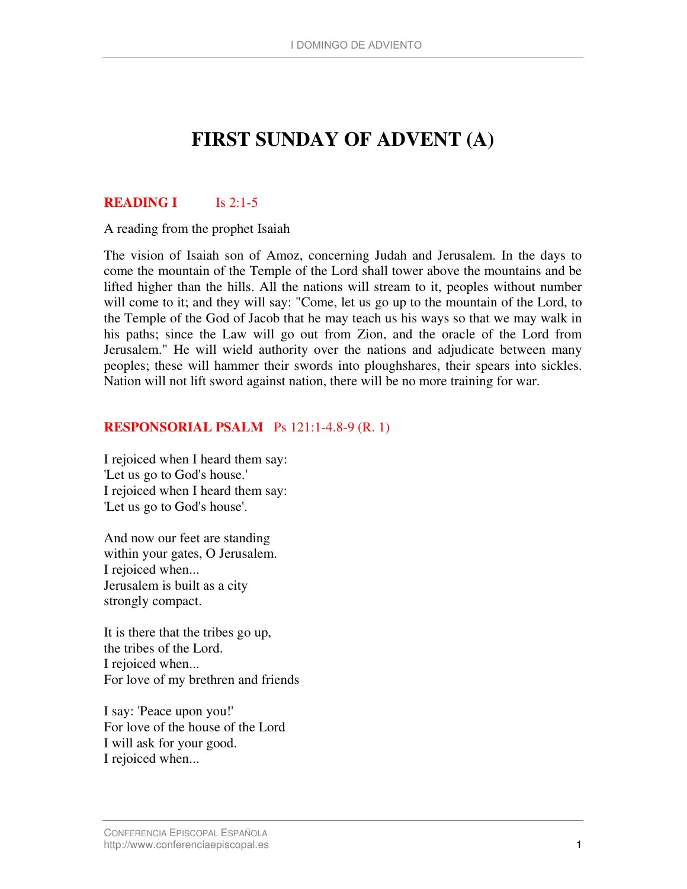# FIRST SUNDAY OF ADVENT (A)

**READING I** Is 2:1-5

A reading from the prophet Isaiah

The vision of Isaiah son of Amoz, concerning Judah and Jerusalem. In the days to come the mountain of the Temple of the Lord shall tower above the mountains and be lifted higher than the hills. All the nations will stream to it, peoples without number will come to it; and they will say: "Come, let us go up to the mountain of the Lord, to the Temple of the God of Jacob that he may teach us his ways so that we may walk in his paths; since the Law will go out from Zion, and the oracle of the Lord from Jerusalem." He will wield authority over the nations and adjudicate between many peoples; these will hammer their swords into ploughshares, their spears into sickles. Nation will not lift sword against nation, there will be no more training for war.

**RESPONSORIAL PSALM** Ps 121:1-4.8-9 (R. 1)

I rejoiced when I heard them say:
'Let us go to God's house.'
I rejoiced when I heard them say:
'Let us go to God's house'.

And now our feet are standing
within your gates, O Jerusalem.
I rejoiced when...
Jerusalem is built as a city
strongly compact.

It is there that the tribes go up,
the tribes of the Lord.
I rejoiced when...
For love of my brethren and friends

I say: 'Peace upon you!'
For love of the house of the Lord
I will ask for your good.
I rejoiced when...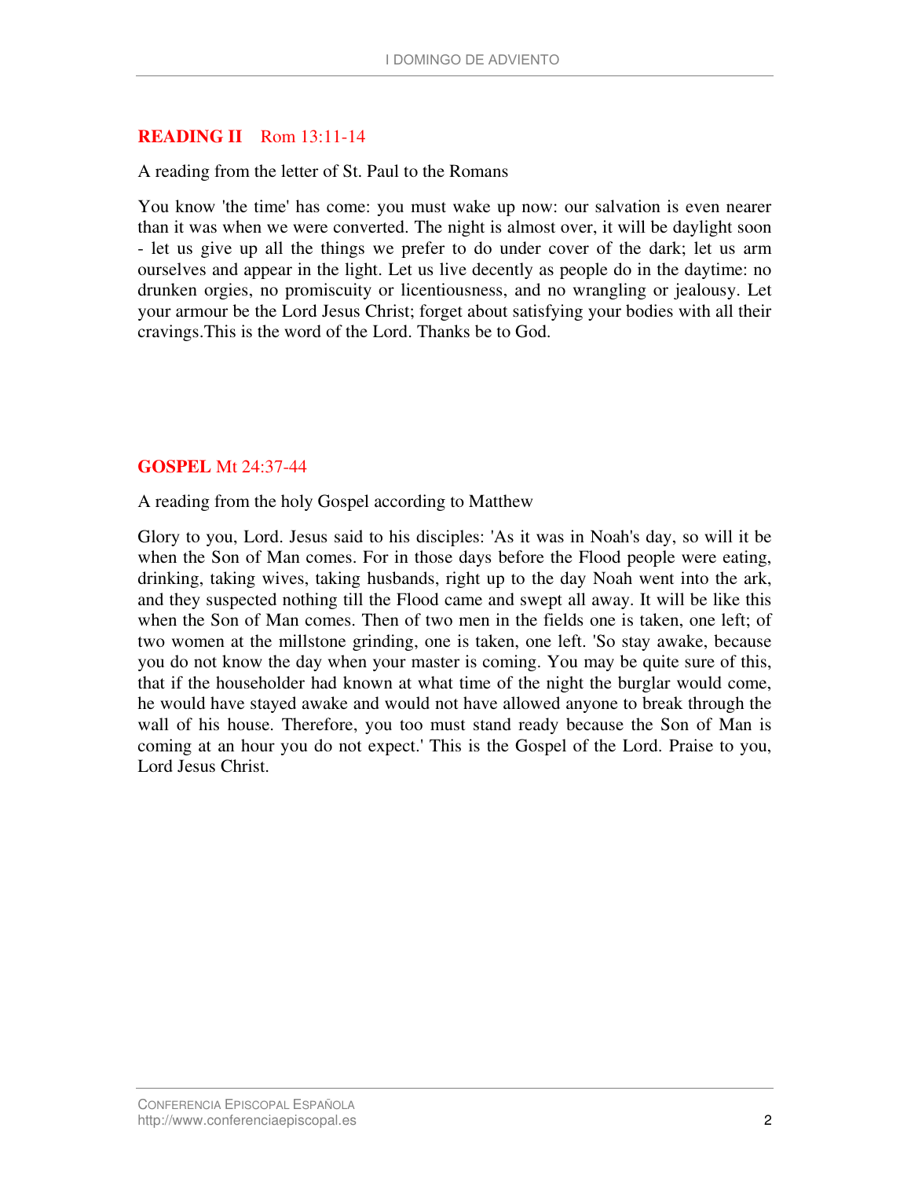## **READING II** Rom 13:11-14

A reading from the letter of St. Paul to the Romans

You know 'the time' has come: you must wake up now: our salvation is even nearer than it was when we were converted. The night is almost over, it will be daylight soon - let us give up all the things we prefer to do under cover of the dark; let us arm ourselves and appear in the light. Let us live decently as people do in the daytime: no drunken orgies, no promiscuity or licentiousness, and no wrangling or jealousy. Let your armour be the Lord Jesus Christ; forget about satisfying your bodies with all their cravings.This is the word of the Lord. Thanks be to God.

## **GOSPEL** Mt 24:37-44

A reading from the holy Gospel according to Matthew

Glory to you, Lord. Jesus said to his disciples: 'As it was in Noah's day, so will it be when the Son of Man comes. For in those days before the Flood people were eating, drinking, taking wives, taking husbands, right up to the day Noah went into the ark, and they suspected nothing till the Flood came and swept all away. It will be like this when the Son of Man comes. Then of two men in the fields one is taken, one left; of two women at the millstone grinding, one is taken, one left. 'So stay awake, because you do not know the day when your master is coming. You may be quite sure of this, that if the householder had known at what time of the night the burglar would come, he would have stayed awake and would not have allowed anyone to break through the wall of his house. Therefore, you too must stand ready because the Son of Man is coming at an hour you do not expect.' This is the Gospel of the Lord. Praise to you, Lord Jesus Christ.